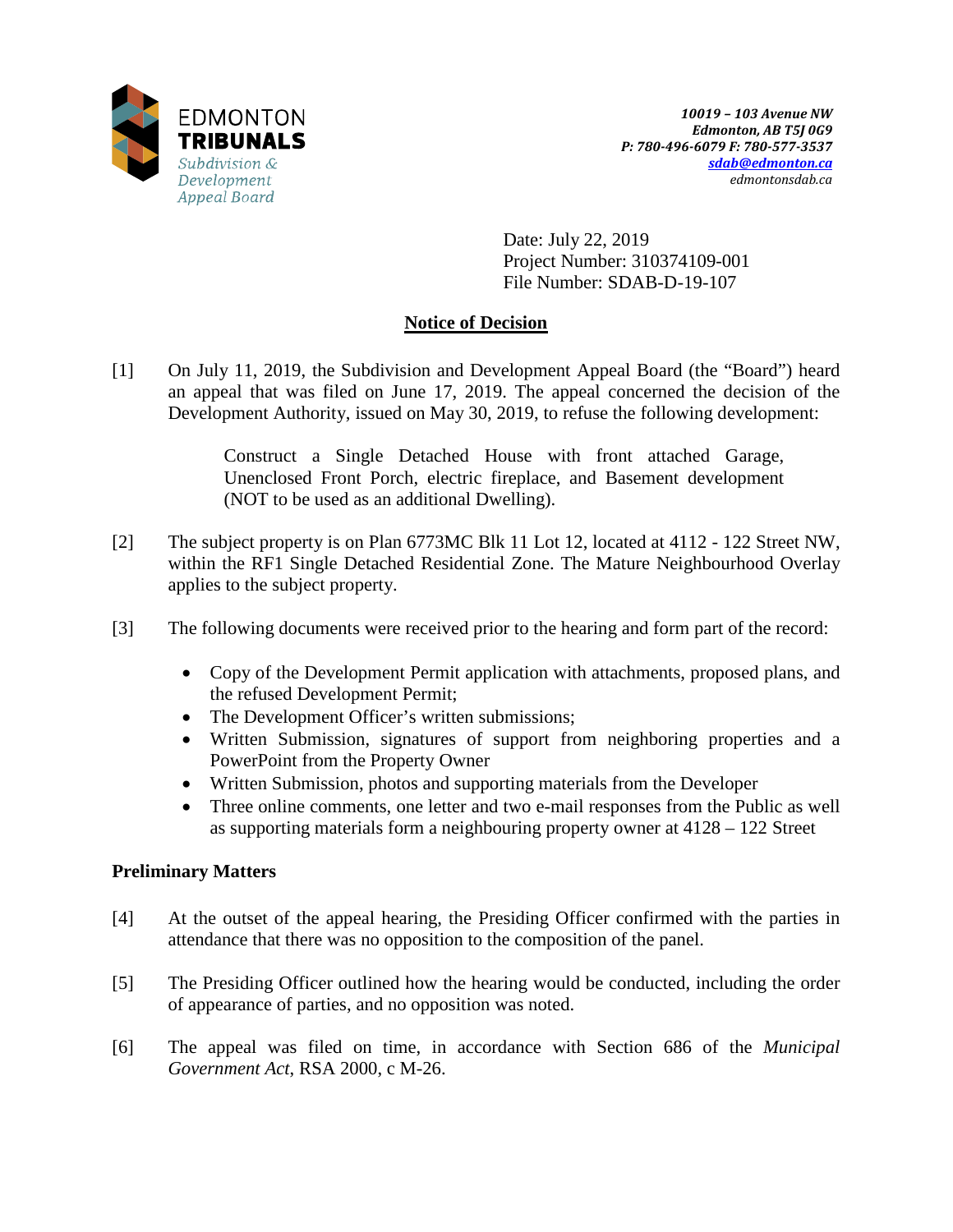EDMONTON
**TRIBUNALS**
*Subdivision & Development Appeal Board*

*10019 – 103 Avenue NW*
*Edmonton, AB T5J 0G9*
*P: 780-496-6079 F: 780-577-3537*
*sdab@edmonton.ca*
*edmontonsdab.ca*

Date: July 22, 2019
Project Number: 310374109-001
File Number: SDAB-D-19-107

## Notice of Decision

[1] On July 11, 2019, the Subdivision and Development Appeal Board (the "Board") heard an appeal that was filed on June 17, 2019. The appeal concerned the decision of the Development Authority, issued on May 30, 2019, to refuse the following development:

> Construct a Single Detached House with front attached Garage, Unenclosed Front Porch, electric fireplace, and Basement development (NOT to be used as an additional Dwelling).

[2] The subject property is on Plan 6773MC Blk 11 Lot 12, located at 4112 - 122 Street NW, within the RF1 Single Detached Residential Zone. The Mature Neighbourhood Overlay applies to the subject property.

[3] The following documents were received prior to the hearing and form part of the record:

- Copy of the Development Permit application with attachments, proposed plans, and the refused Development Permit;
- The Development Officer's written submissions;
- Written Submission, signatures of support from neighboring properties and a PowerPoint from the Property Owner
- Written Submission, photos and supporting materials from the Developer
- Three online comments, one letter and two e-mail responses from the Public as well as supporting materials form a neighbouring property owner at 4128 – 122 Street

### Preliminary Matters

[4] At the outset of the appeal hearing, the Presiding Officer confirmed with the parties in attendance that there was no opposition to the composition of the panel.

[5] The Presiding Officer outlined how the hearing would be conducted, including the order of appearance of parties, and no opposition was noted.

[6] The appeal was filed on time, in accordance with Section 686 of the *Municipal Government Act*, RSA 2000, c M-26.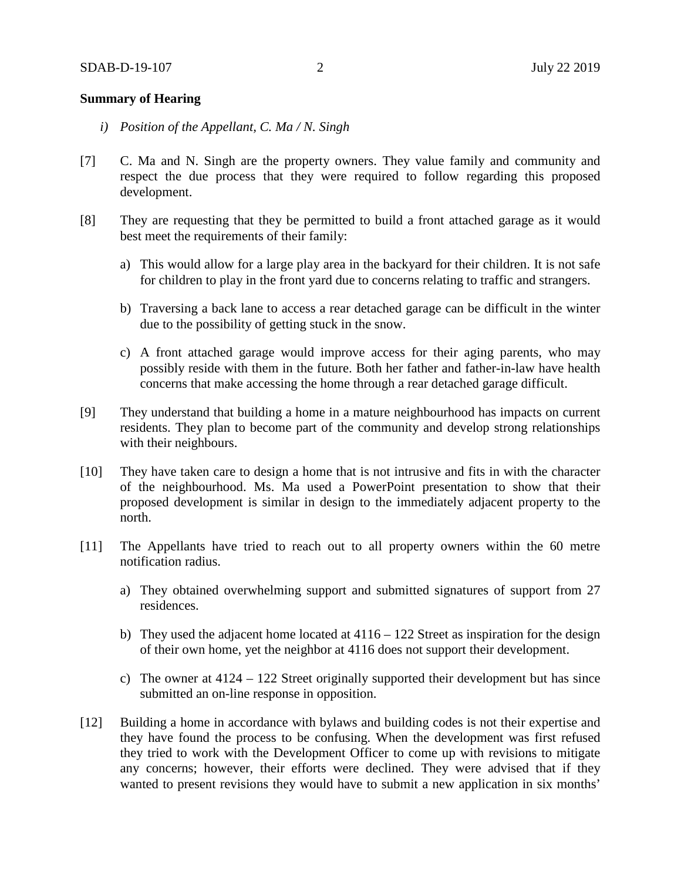**Summary of Hearing**

*i) Position of the Appellant, C. Ma / N. Singh*

[7] C. Ma and N. Singh are the property owners. They value family and community and respect the due process that they were required to follow regarding this proposed development.

[8] They are requesting that they be permitted to build a front attached garage as it would best meet the requirements of their family:

a) This would allow for a large play area in the backyard for their children. It is not safe for children to play in the front yard due to concerns relating to traffic and strangers.

b) Traversing a back lane to access a rear detached garage can be difficult in the winter due to the possibility of getting stuck in the snow.

c) A front attached garage would improve access for their aging parents, who may possibly reside with them in the future. Both her father and father-in-law have health concerns that make accessing the home through a rear detached garage difficult.

[9] They understand that building a home in a mature neighbourhood has impacts on current residents. They plan to become part of the community and develop strong relationships with their neighbours.

[10] They have taken care to design a home that is not intrusive and fits in with the character of the neighbourhood. Ms. Ma used a PowerPoint presentation to show that their proposed development is similar in design to the immediately adjacent property to the north.

[11] The Appellants have tried to reach out to all property owners within the 60 metre notification radius.

a) They obtained overwhelming support and submitted signatures of support from 27 residences.

b) They used the adjacent home located at 4116 – 122 Street as inspiration for the design of their own home, yet the neighbor at 4116 does not support their development.

c) The owner at 4124 – 122 Street originally supported their development but has since submitted an on-line response in opposition.

[12] Building a home in accordance with bylaws and building codes is not their expertise and they have found the process to be confusing. When the development was first refused they tried to work with the Development Officer to come up with revisions to mitigate any concerns; however, their efforts were declined. They were advised that if they wanted to present revisions they would have to submit a new application in six months'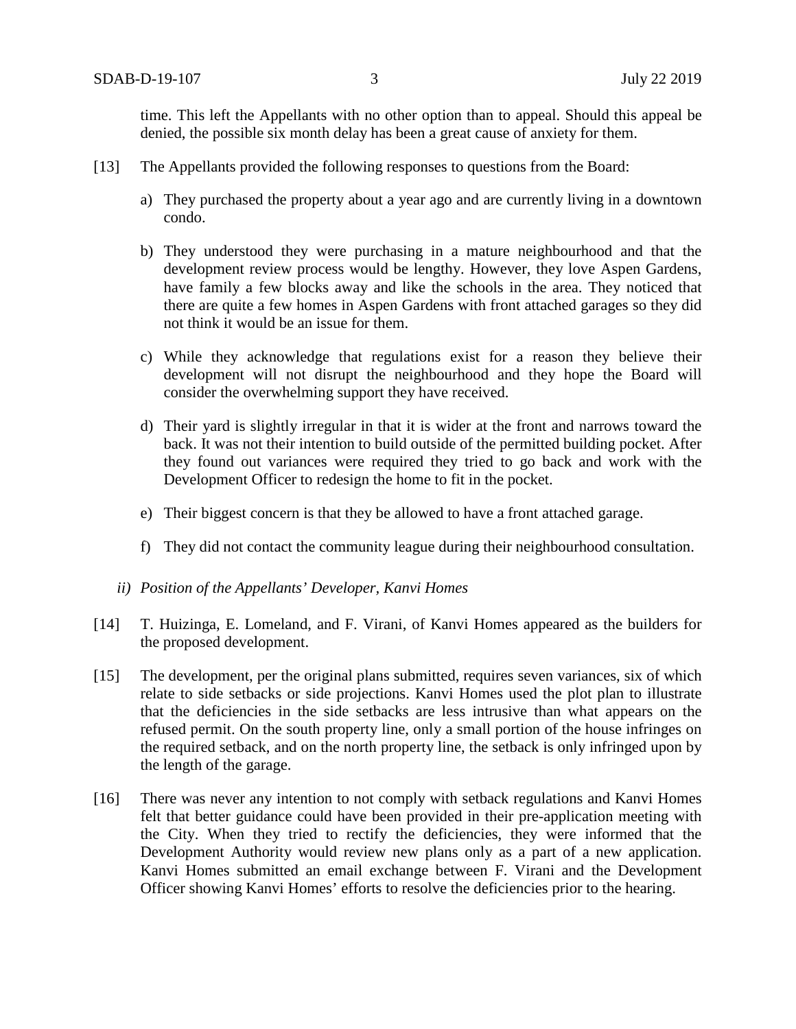time. This left the Appellants with no other option than to appeal. Should this appeal be denied, the possible six month delay has been a great cause of anxiety for them.

[13] The Appellants provided the following responses to questions from the Board:

a) They purchased the property about a year ago and are currently living in a downtown condo.

b) They understood they were purchasing in a mature neighbourhood and that the development review process would be lengthy. However, they love Aspen Gardens, have family a few blocks away and like the schools in the area. They noticed that there are quite a few homes in Aspen Gardens with front attached garages so they did not think it would be an issue for them.

c) While they acknowledge that regulations exist for a reason they believe their development will not disrupt the neighbourhood and they hope the Board will consider the overwhelming support they have received.

d) Their yard is slightly irregular in that it is wider at the front and narrows toward the back. It was not their intention to build outside of the permitted building pocket. After they found out variances were required they tried to go back and work with the Development Officer to redesign the home to fit in the pocket.

e) Their biggest concern is that they be allowed to have a front attached garage.

f) They did not contact the community league during their neighbourhood consultation.

*ii) Position of the Appellants' Developer, Kanvi Homes*

[14] T. Huizinga, E. Lomeland, and F. Virani, of Kanvi Homes appeared as the builders for the proposed development.

[15] The development, per the original plans submitted, requires seven variances, six of which relate to side setbacks or side projections. Kanvi Homes used the plot plan to illustrate that the deficiencies in the side setbacks are less intrusive than what appears on the refused permit. On the south property line, only a small portion of the house infringes on the required setback, and on the north property line, the setback is only infringed upon by the length of the garage.

[16] There was never any intention to not comply with setback regulations and Kanvi Homes felt that better guidance could have been provided in their pre-application meeting with the City. When they tried to rectify the deficiencies, they were informed that the Development Authority would review new plans only as a part of a new application. Kanvi Homes submitted an email exchange between F. Virani and the Development Officer showing Kanvi Homes' efforts to resolve the deficiencies prior to the hearing.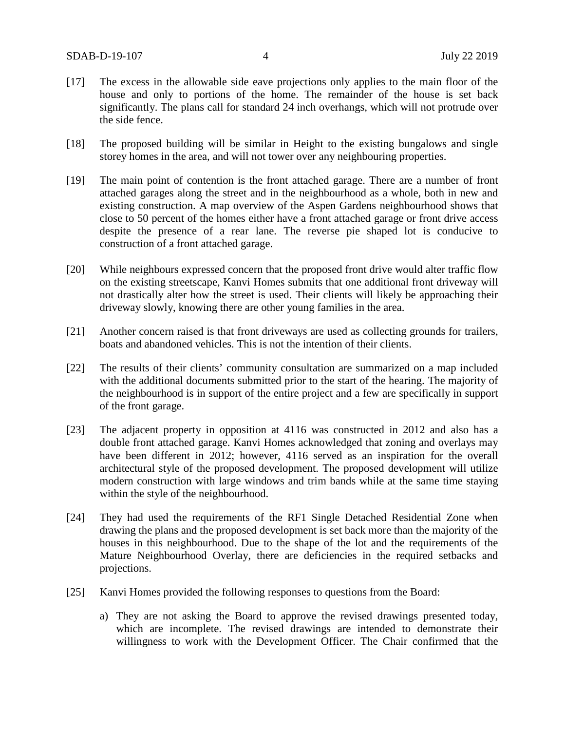[17] The excess in the allowable side eave projections only applies to the main floor of the house and only to portions of the home. The remainder of the house is set back significantly. The plans call for standard 24 inch overhangs, which will not protrude over the side fence.

[18] The proposed building will be similar in Height to the existing bungalows and single storey homes in the area, and will not tower over any neighbouring properties.

[19] The main point of contention is the front attached garage. There are a number of front attached garages along the street and in the neighbourhood as a whole, both in new and existing construction. A map overview of the Aspen Gardens neighbourhood shows that close to 50 percent of the homes either have a front attached garage or front drive access despite the presence of a rear lane. The reverse pie shaped lot is conducive to construction of a front attached garage.

[20] While neighbours expressed concern that the proposed front drive would alter traffic flow on the existing streetscape, Kanvi Homes submits that one additional front driveway will not drastically alter how the street is used. Their clients will likely be approaching their driveway slowly, knowing there are other young families in the area.

[21] Another concern raised is that front driveways are used as collecting grounds for trailers, boats and abandoned vehicles. This is not the intention of their clients.

[22] The results of their clients' community consultation are summarized on a map included with the additional documents submitted prior to the start of the hearing. The majority of the neighbourhood is in support of the entire project and a few are specifically in support of the front garage.

[23] The adjacent property in opposition at 4116 was constructed in 2012 and also has a double front attached garage. Kanvi Homes acknowledged that zoning and overlays may have been different in 2012; however, 4116 served as an inspiration for the overall architectural style of the proposed development. The proposed development will utilize modern construction with large windows and trim bands while at the same time staying within the style of the neighbourhood.

[24] They had used the requirements of the RF1 Single Detached Residential Zone when drawing the plans and the proposed development is set back more than the majority of the houses in this neighbourhood. Due to the shape of the lot and the requirements of the Mature Neighbourhood Overlay, there are deficiencies in the required setbacks and projections.

[25] Kanvi Homes provided the following responses to questions from the Board:

a) They are not asking the Board to approve the revised drawings presented today, which are incomplete. The revised drawings are intended to demonstrate their willingness to work with the Development Officer. The Chair confirmed that the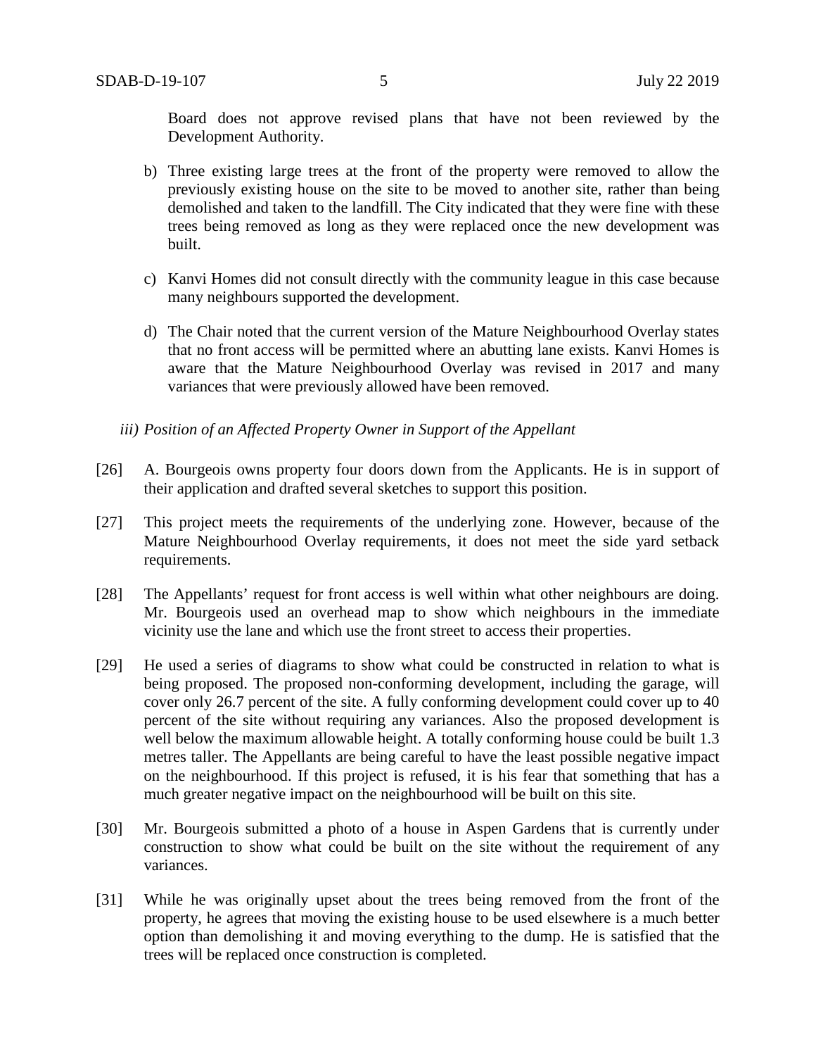Board does not approve revised plans that have not been reviewed by the Development Authority.

b) Three existing large trees at the front of the property were removed to allow the previously existing house on the site to be moved to another site, rather than being demolished and taken to the landfill. The City indicated that they were fine with these trees being removed as long as they were replaced once the new development was built.

c) Kanvi Homes did not consult directly with the community league in this case because many neighbours supported the development.

d) The Chair noted that the current version of the Mature Neighbourhood Overlay states that no front access will be permitted where an abutting lane exists. Kanvi Homes is aware that the Mature Neighbourhood Overlay was revised in 2017 and many variances that were previously allowed have been removed.

*iii) Position of an Affected Property Owner in Support of the Appellant*

[26] A. Bourgeois owns property four doors down from the Applicants. He is in support of their application and drafted several sketches to support this position.

[27] This project meets the requirements of the underlying zone. However, because of the Mature Neighbourhood Overlay requirements, it does not meet the side yard setback requirements.

[28] The Appellants' request for front access is well within what other neighbours are doing. Mr. Bourgeois used an overhead map to show which neighbours in the immediate vicinity use the lane and which use the front street to access their properties.

[29] He used a series of diagrams to show what could be constructed in relation to what is being proposed. The proposed non-conforming development, including the garage, will cover only 26.7 percent of the site. A fully conforming development could cover up to 40 percent of the site without requiring any variances. Also the proposed development is well below the maximum allowable height. A totally conforming house could be built 1.3 metres taller. The Appellants are being careful to have the least possible negative impact on the neighbourhood. If this project is refused, it is his fear that something that has a much greater negative impact on the neighbourhood will be built on this site.

[30] Mr. Bourgeois submitted a photo of a house in Aspen Gardens that is currently under construction to show what could be built on the site without the requirement of any variances.

[31] While he was originally upset about the trees being removed from the front of the property, he agrees that moving the existing house to be used elsewhere is a much better option than demolishing it and moving everything to the dump. He is satisfied that the trees will be replaced once construction is completed.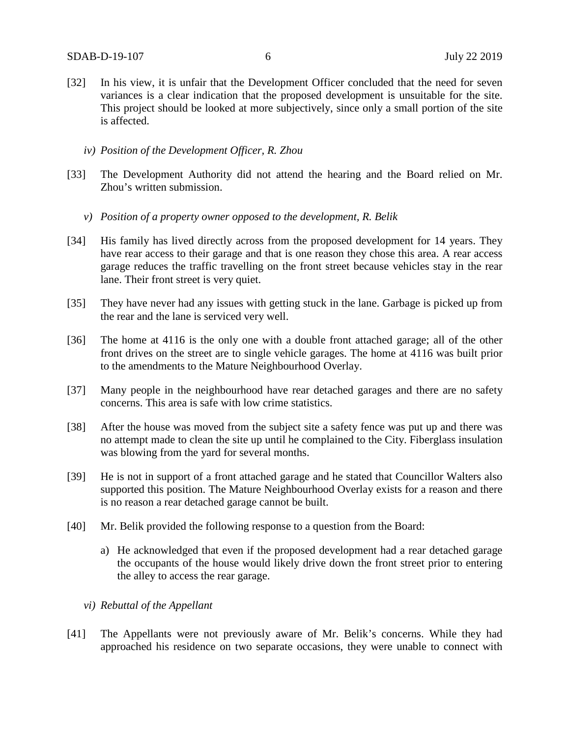[32] In his view, it is unfair that the Development Officer concluded that the need for seven variances is a clear indication that the proposed development is unsuitable for the site. This project should be looked at more subjectively, since only a small portion of the site is affected.

*iv) Position of the Development Officer, R. Zhou*

[33] The Development Authority did not attend the hearing and the Board relied on Mr. Zhou's written submission.

*v) Position of a property owner opposed to the development, R. Belik*

[34] His family has lived directly across from the proposed development for 14 years. They have rear access to their garage and that is one reason they chose this area. A rear access garage reduces the traffic travelling on the front street because vehicles stay in the rear lane. Their front street is very quiet.

[35] They have never had any issues with getting stuck in the lane. Garbage is picked up from the rear and the lane is serviced very well.

[36] The home at 4116 is the only one with a double front attached garage; all of the other front drives on the street are to single vehicle garages. The home at 4116 was built prior to the amendments to the Mature Neighbourhood Overlay.

[37] Many people in the neighbourhood have rear detached garages and there are no safety concerns. This area is safe with low crime statistics.

[38] After the house was moved from the subject site a safety fence was put up and there was no attempt made to clean the site up until he complained to the City. Fiberglass insulation was blowing from the yard for several months.

[39] He is not in support of a front attached garage and he stated that Councillor Walters also supported this position. The Mature Neighbourhood Overlay exists for a reason and there is no reason a rear detached garage cannot be built.

[40] Mr. Belik provided the following response to a question from the Board:

a) He acknowledged that even if the proposed development had a rear detached garage the occupants of the house would likely drive down the front street prior to entering the alley to access the rear garage.

*vi) Rebuttal of the Appellant*

[41] The Appellants were not previously aware of Mr. Belik's concerns. While they had approached his residence on two separate occasions, they were unable to connect with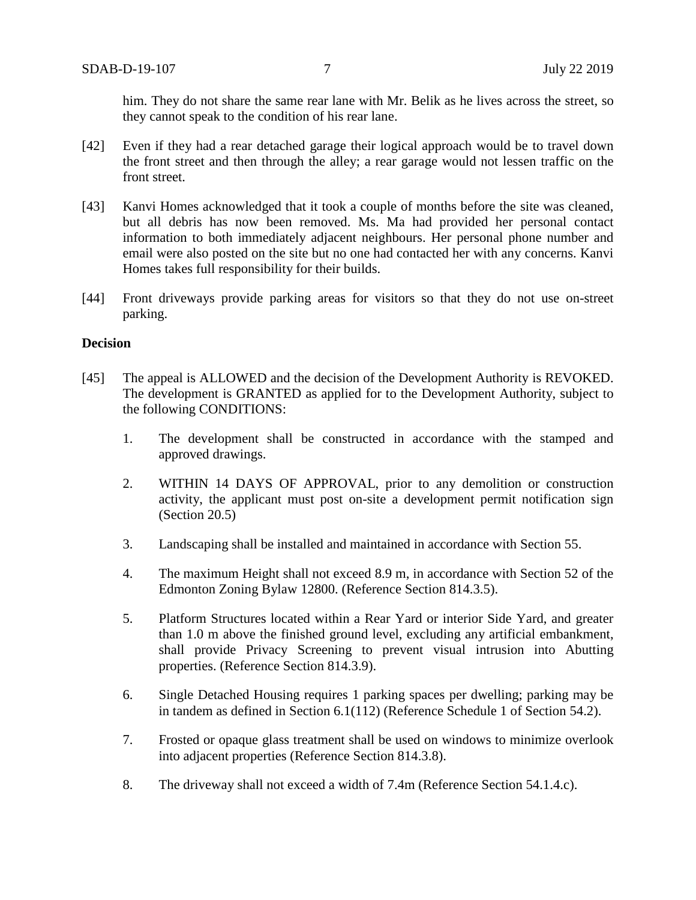him. They do not share the same rear lane with Mr. Belik as he lives across the street, so they cannot speak to the condition of his rear lane.

[42] Even if they had a rear detached garage their logical approach would be to travel down the front street and then through the alley; a rear garage would not lessen traffic on the front street.

[43] Kanvi Homes acknowledged that it took a couple of months before the site was cleaned, but all debris has now been removed. Ms. Ma had provided her personal contact information to both immediately adjacent neighbours. Her personal phone number and email were also posted on the site but no one had contacted her with any concerns. Kanvi Homes takes full responsibility for their builds.

[44] Front driveways provide parking areas for visitors so that they do not use on-street parking.

**Decision**

[45] The appeal is ALLOWED and the decision of the Development Authority is REVOKED. The development is GRANTED as applied for to the Development Authority, subject to the following CONDITIONS:

1. The development shall be constructed in accordance with the stamped and approved drawings.

2. WITHIN 14 DAYS OF APPROVAL, prior to any demolition or construction activity, the applicant must post on-site a development permit notification sign (Section 20.5)

3. Landscaping shall be installed and maintained in accordance with Section 55.

4. The maximum Height shall not exceed 8.9 m, in accordance with Section 52 of the Edmonton Zoning Bylaw 12800. (Reference Section 814.3.5).

5. Platform Structures located within a Rear Yard or interior Side Yard, and greater than 1.0 m above the finished ground level, excluding any artificial embankment, shall provide Privacy Screening to prevent visual intrusion into Abutting properties. (Reference Section 814.3.9).

6. Single Detached Housing requires 1 parking spaces per dwelling; parking may be in tandem as defined in Section 6.1(112) (Reference Schedule 1 of Section 54.2).

7. Frosted or opaque glass treatment shall be used on windows to minimize overlook into adjacent properties (Reference Section 814.3.8).

8. The driveway shall not exceed a width of 7.4m (Reference Section 54.1.4.c).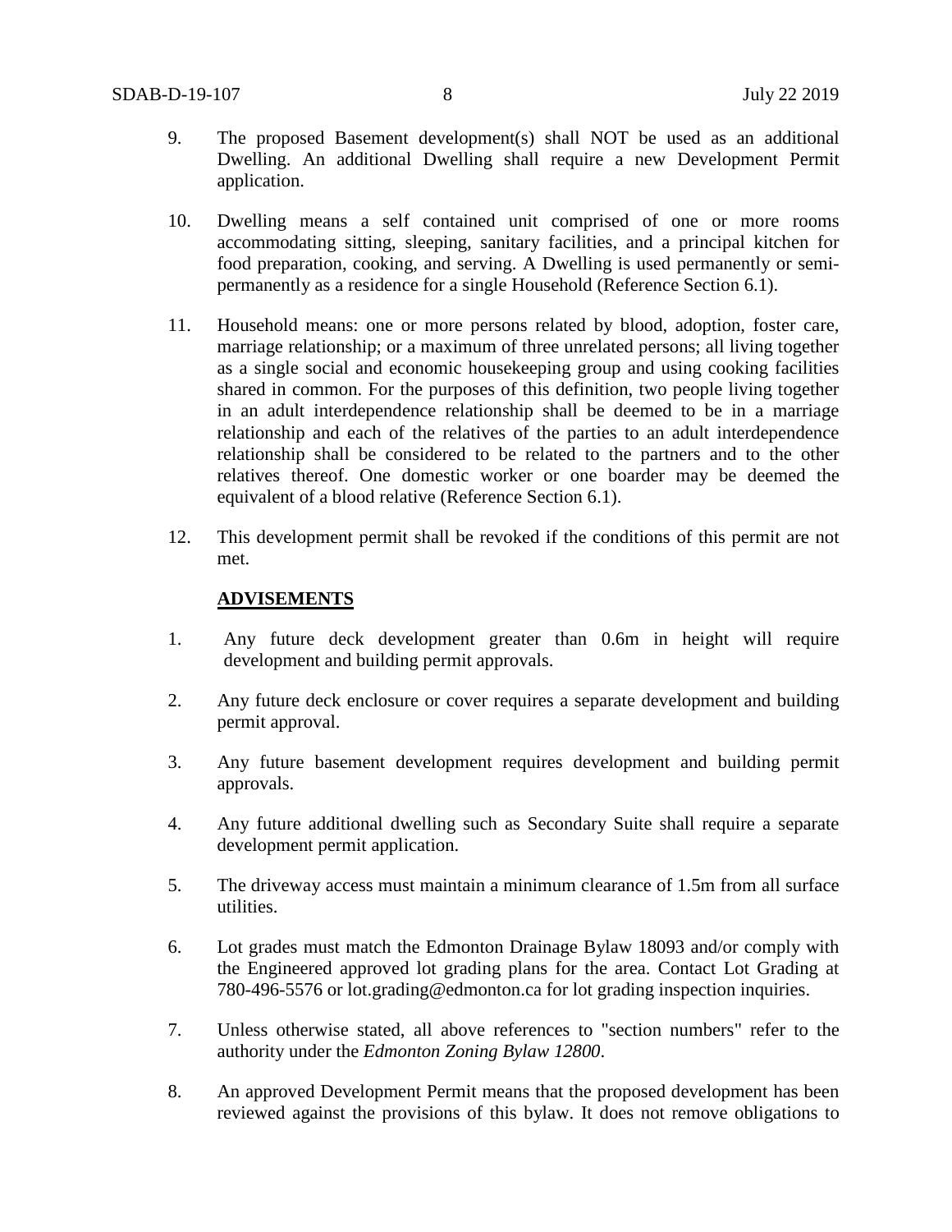9. The proposed Basement development(s) shall NOT be used as an additional Dwelling. An additional Dwelling shall require a new Development Permit application.

10. Dwelling means a self contained unit comprised of one or more rooms accommodating sitting, sleeping, sanitary facilities, and a principal kitchen for food preparation, cooking, and serving. A Dwelling is used permanently or semi-permanently as a residence for a single Household (Reference Section 6.1).

11. Household means: one or more persons related by blood, adoption, foster care, marriage relationship; or a maximum of three unrelated persons; all living together as a single social and economic housekeeping group and using cooking facilities shared in common. For the purposes of this definition, two people living together in an adult interdependence relationship shall be deemed to be in a marriage relationship and each of the relatives of the parties to an adult interdependence relationship shall be considered to be related to the partners and to the other relatives thereof. One domestic worker or one boarder may be deemed the equivalent of a blood relative (Reference Section 6.1).

12. This development permit shall be revoked if the conditions of this permit are not met.

**ADVISEMENTS**

1. Any future deck development greater than 0.6m in height will require development and building permit approvals.

2. Any future deck enclosure or cover requires a separate development and building permit approval.

3. Any future basement development requires development and building permit approvals.

4. Any future additional dwelling such as Secondary Suite shall require a separate development permit application.

5. The driveway access must maintain a minimum clearance of 1.5m from all surface utilities.

6. Lot grades must match the Edmonton Drainage Bylaw 18093 and/or comply with the Engineered approved lot grading plans for the area. Contact Lot Grading at 780-496-5576 or lot.grading@edmonton.ca for lot grading inspection inquiries.

7. Unless otherwise stated, all above references to "section numbers" refer to the authority under the *Edmonton Zoning Bylaw 12800*.

8. An approved Development Permit means that the proposed development has been reviewed against the provisions of this bylaw. It does not remove obligations to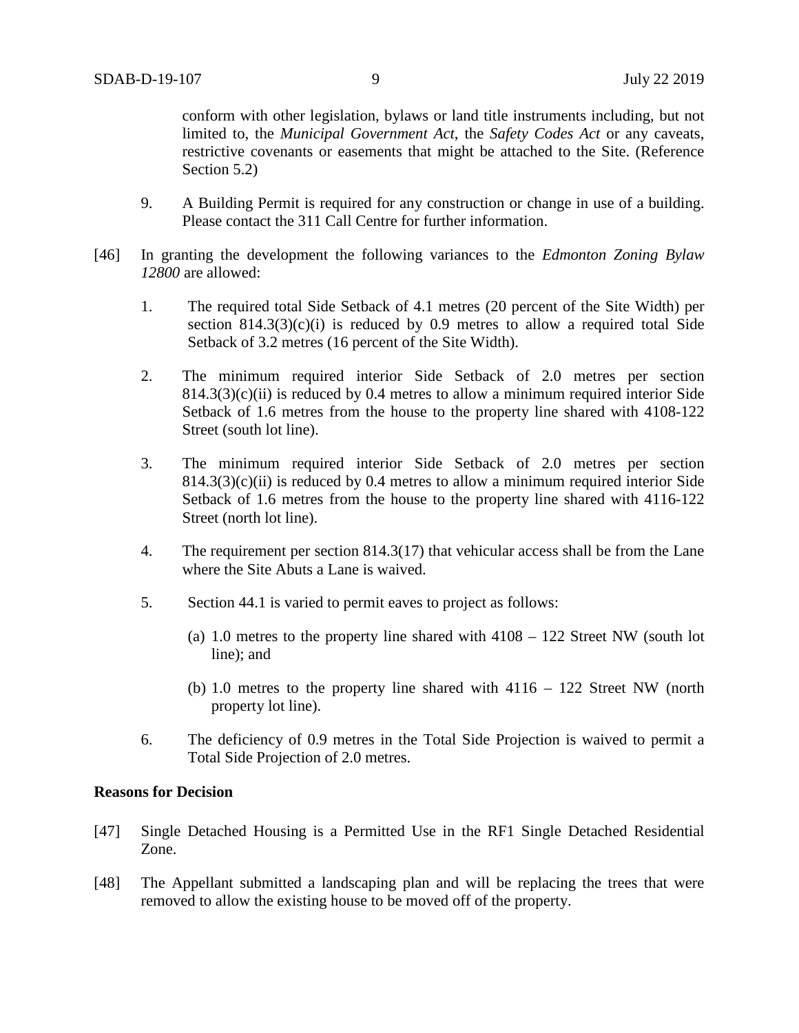conform with other legislation, bylaws or land title instruments including, but not limited to, the *Municipal Government Act*, the *Safety Codes Act* or any caveats, restrictive covenants or easements that might be attached to the Site. (Reference Section 5.2)

9. A Building Permit is required for any construction or change in use of a building. Please contact the 311 Call Centre for further information.

[46] In granting the development the following variances to the *Edmonton Zoning Bylaw 12800* are allowed:

1. The required total Side Setback of 4.1 metres (20 percent of the Site Width) per section 814.3(3)(c)(i) is reduced by 0.9 metres to allow a required total Side Setback of 3.2 metres (16 percent of the Site Width).

2. The minimum required interior Side Setback of 2.0 metres per section 814.3(3)(c)(ii) is reduced by 0.4 metres to allow a minimum required interior Side Setback of 1.6 metres from the house to the property line shared with 4108-122 Street (south lot line).

3. The minimum required interior Side Setback of 2.0 metres per section 814.3(3)(c)(ii) is reduced by 0.4 metres to allow a minimum required interior Side Setback of 1.6 metres from the house to the property line shared with 4116-122 Street (north lot line).

4. The requirement per section 814.3(17) that vehicular access shall be from the Lane where the Site Abuts a Lane is waived.

5. Section 44.1 is varied to permit eaves to project as follows:

   (a) 1.0 metres to the property line shared with 4108 – 122 Street NW (south lot line); and

   (b) 1.0 metres to the property line shared with 4116 – 122 Street NW (north property lot line).

6. The deficiency of 0.9 metres in the Total Side Projection is waived to permit a Total Side Projection of 2.0 metres.

**Reasons for Decision**

[47] Single Detached Housing is a Permitted Use in the RF1 Single Detached Residential Zone.

[48] The Appellant submitted a landscaping plan and will be replacing the trees that were removed to allow the existing house to be moved off of the property.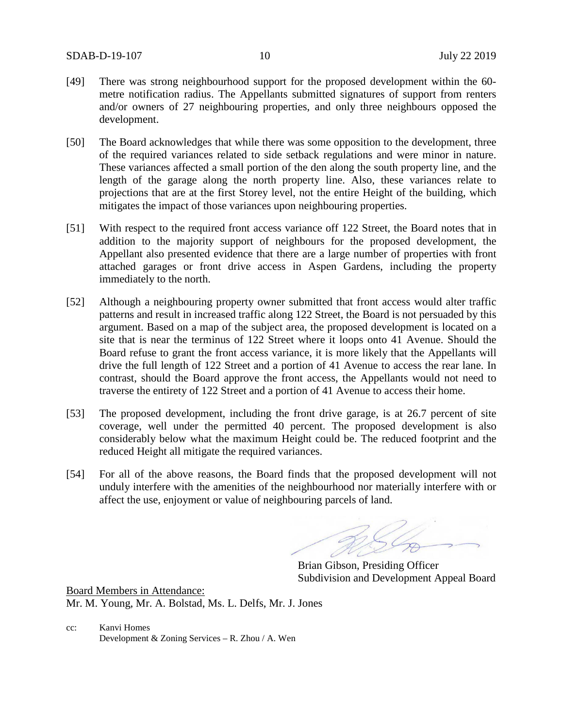[49] There was strong neighbourhood support for the proposed development within the 60-metre notification radius. The Appellants submitted signatures of support from renters and/or owners of 27 neighbouring properties, and only three neighbours opposed the development.

[50] The Board acknowledges that while there was some opposition to the development, three of the required variances related to side setback regulations and were minor in nature. These variances affected a small portion of the den along the south property line, and the length of the garage along the north property line. Also, these variances relate to projections that are at the first Storey level, not the entire Height of the building, which mitigates the impact of those variances upon neighbouring properties.

[51] With respect to the required front access variance off 122 Street, the Board notes that in addition to the majority support of neighbours for the proposed development, the Appellant also presented evidence that there are a large number of properties with front attached garages or front drive access in Aspen Gardens, including the property immediately to the north.

[52] Although a neighbouring property owner submitted that front access would alter traffic patterns and result in increased traffic along 122 Street, the Board is not persuaded by this argument. Based on a map of the subject area, the proposed development is located on a site that is near the terminus of 122 Street where it loops onto 41 Avenue. Should the Board refuse to grant the front access variance, it is more likely that the Appellants will drive the full length of 122 Street and a portion of 41 Avenue to access the rear lane. In contrast, should the Board approve the front access, the Appellants would not need to traverse the entirety of 122 Street and a portion of 41 Avenue to access their home.

[53] The proposed development, including the front drive garage, is at 26.7 percent of site coverage, well under the permitted 40 percent. The proposed development is also considerably below what the maximum Height could be. The reduced footprint and the reduced Height all mitigate the required variances.

[54] For all of the above reasons, the Board finds that the proposed development will not unduly interfere with the amenities of the neighbourhood nor materially interfere with or affect the use, enjoyment or value of neighbouring parcels of land.

Brian Gibson, Presiding Officer
Subdivision and Development Appeal Board

Board Members in Attendance:
Mr. M. Young, Mr. A. Bolstad, Ms. L. Delfs, Mr. J. Jones

cc: Kanvi Homes
Development & Zoning Services – R. Zhou / A. Wen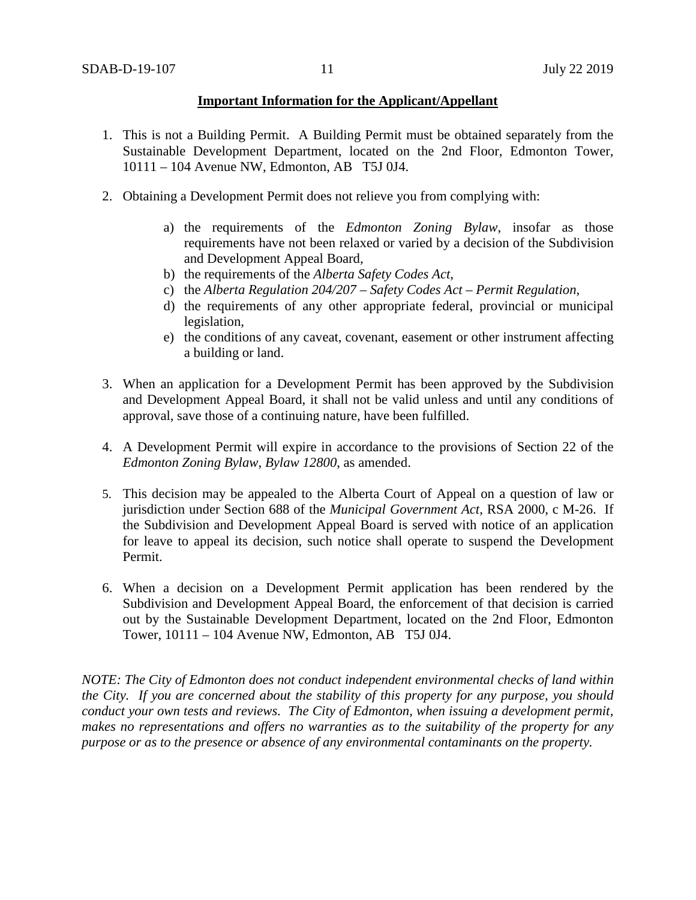**Important Information for the Applicant/Appellant**

1. This is not a Building Permit. A Building Permit must be obtained separately from the Sustainable Development Department, located on the 2nd Floor, Edmonton Tower, 10111 – 104 Avenue NW, Edmonton, AB T5J 0J4.

2. Obtaining a Development Permit does not relieve you from complying with:

    a) the requirements of the *Edmonton Zoning Bylaw*, insofar as those requirements have not been relaxed or varied by a decision of the Subdivision and Development Appeal Board,
    b) the requirements of the *Alberta Safety Codes Act*,
    c) the *Alberta Regulation 204/207 – Safety Codes Act – Permit Regulation*,
    d) the requirements of any other appropriate federal, provincial or municipal legislation,
    e) the conditions of any caveat, covenant, easement or other instrument affecting a building or land.

3. When an application for a Development Permit has been approved by the Subdivision and Development Appeal Board, it shall not be valid unless and until any conditions of approval, save those of a continuing nature, have been fulfilled.

4. A Development Permit will expire in accordance to the provisions of Section 22 of the *Edmonton Zoning Bylaw, Bylaw 12800*, as amended.

5. This decision may be appealed to the Alberta Court of Appeal on a question of law or jurisdiction under Section 688 of the *Municipal Government Act*, RSA 2000, c M-26. If the Subdivision and Development Appeal Board is served with notice of an application for leave to appeal its decision, such notice shall operate to suspend the Development Permit.

6. When a decision on a Development Permit application has been rendered by the Subdivision and Development Appeal Board, the enforcement of that decision is carried out by the Sustainable Development Department, located on the 2nd Floor, Edmonton Tower, 10111 – 104 Avenue NW, Edmonton, AB T5J 0J4.

*NOTE: The City of Edmonton does not conduct independent environmental checks of land within the City. If you are concerned about the stability of this property for any purpose, you should conduct your own tests and reviews. The City of Edmonton, when issuing a development permit, makes no representations and offers no warranties as to the suitability of the property for any purpose or as to the presence or absence of any environmental contaminants on the property.*